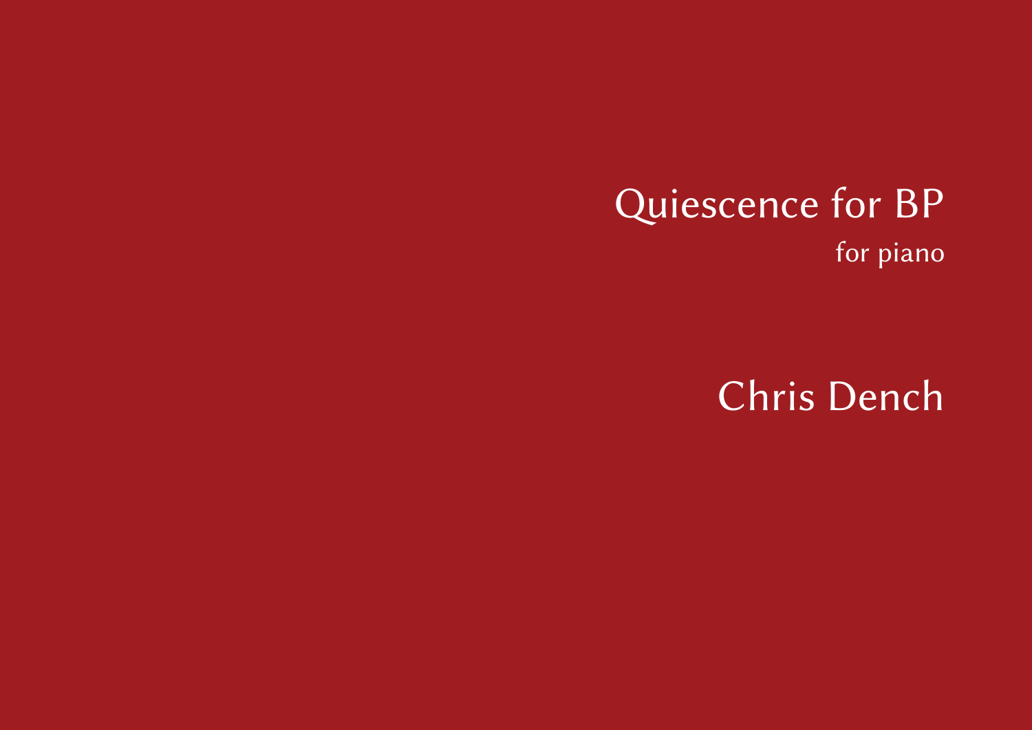# Quiescence for BP

for piano

## Chris Dench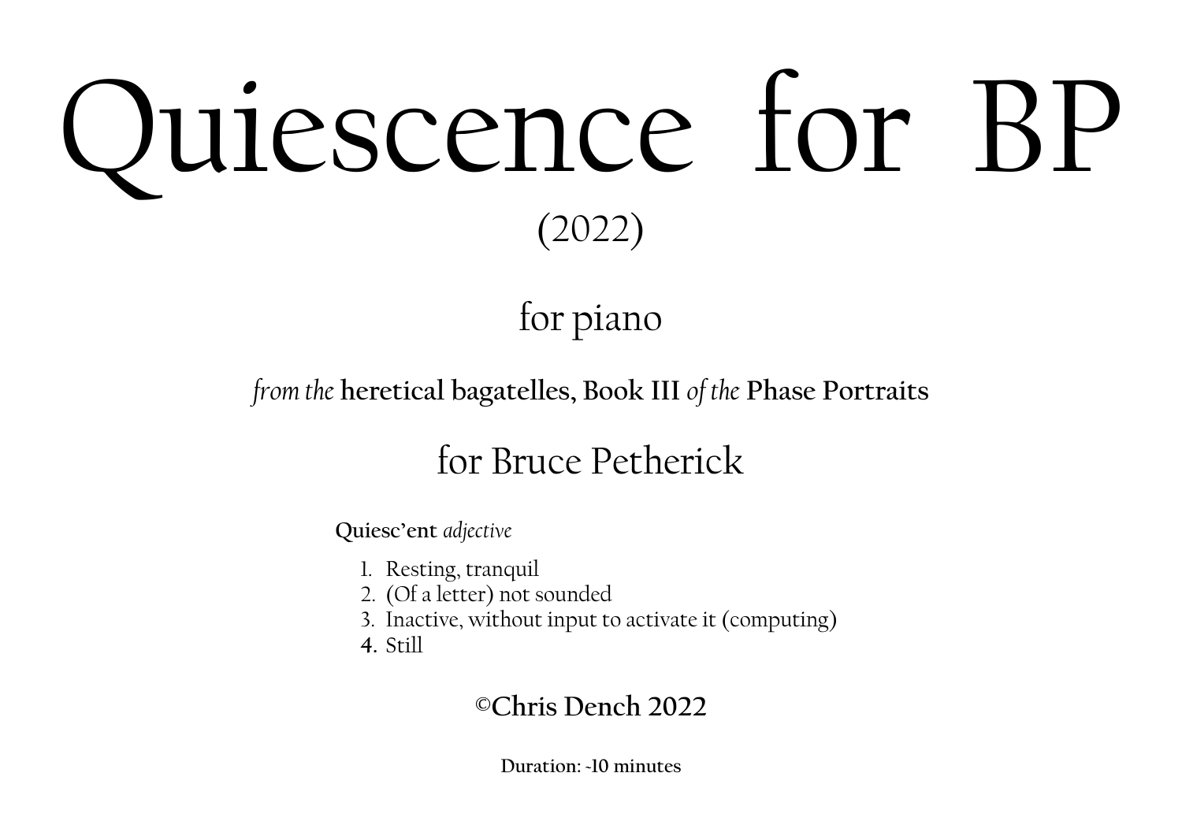# Quiescence for BP

(2022)

for piano

*from the* **heretical bagatelles, Book III** *of the* **Phase Portraits**

for Bruce Petherick

**Quiesc'ent** *adjective*

1. Resting, tranquil
2. (Of a letter) not sounded
3. Inactive, without input to activate it (computing)
4. Still

**©Chris Dench 2022**

**Duration: ~10 minutes**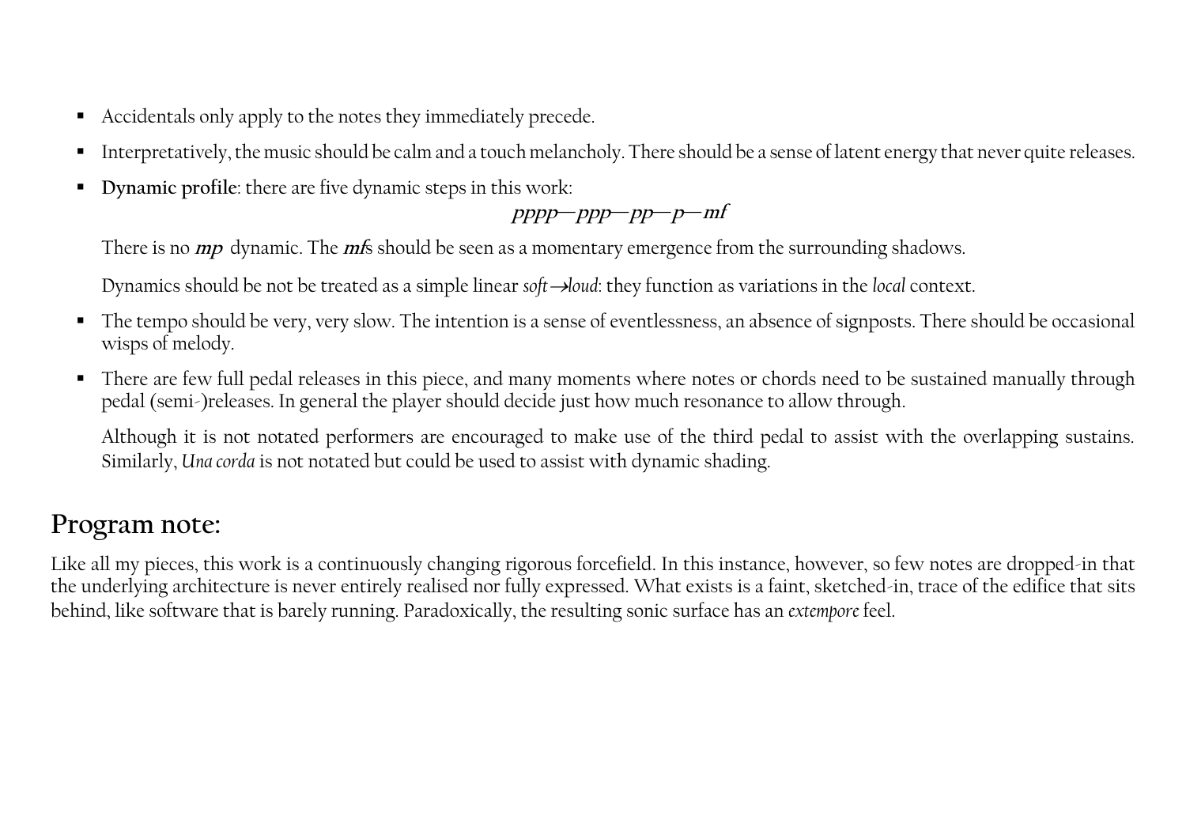- Accidentals only apply to the notes they immediately precede.
- Interpretatively, the music should be calm and a touch melancholy. There should be a sense of latent energy that never quite releases.
- **Dynamic profile**: there are five dynamic steps in this work:

  ***pppp—ppp—pp—p—mf***

  There is no ***mp*** dynamic. The ***mf***s should be seen as a momentary emergence from the surrounding shadows.

  Dynamics should be not be treated as a simple linear *soft→loud*: they function as variations in the *local* context.
- The tempo should be very, very slow. The intention is a sense of eventlessness, an absence of signposts. There should be occasional wisps of melody.
- There are few full pedal releases in this piece, and many moments where notes or chords need to be sustained manually through pedal (semi-)releases. In general the player should decide just how much resonance to allow through.

  Although it is not notated performers are encouraged to make use of the third pedal to assist with the overlapping sustains. Similarly, *Una corda* is not notated but could be used to assist with dynamic shading.

## Program note:

Like all my pieces, this work is a continuously changing rigorous forcefield. In this instance, however, so few notes are dropped-in that the underlying architecture is never entirely realised nor fully expressed. What exists is a faint, sketched-in, trace of the edifice that sits behind, like software that is barely running. Paradoxically, the resulting sonic surface has an *extempore* feel.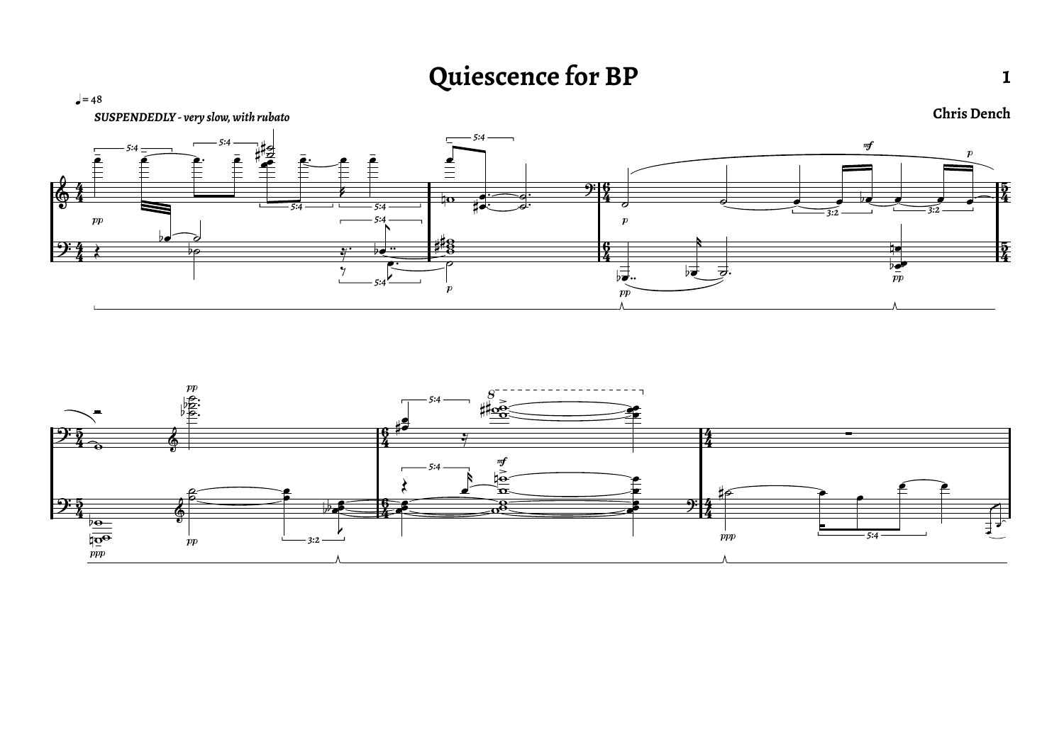# Quiescence for BP

**Chris Dench**

♩ = 48

***SUSPENDEDLY - very slow, with rubato***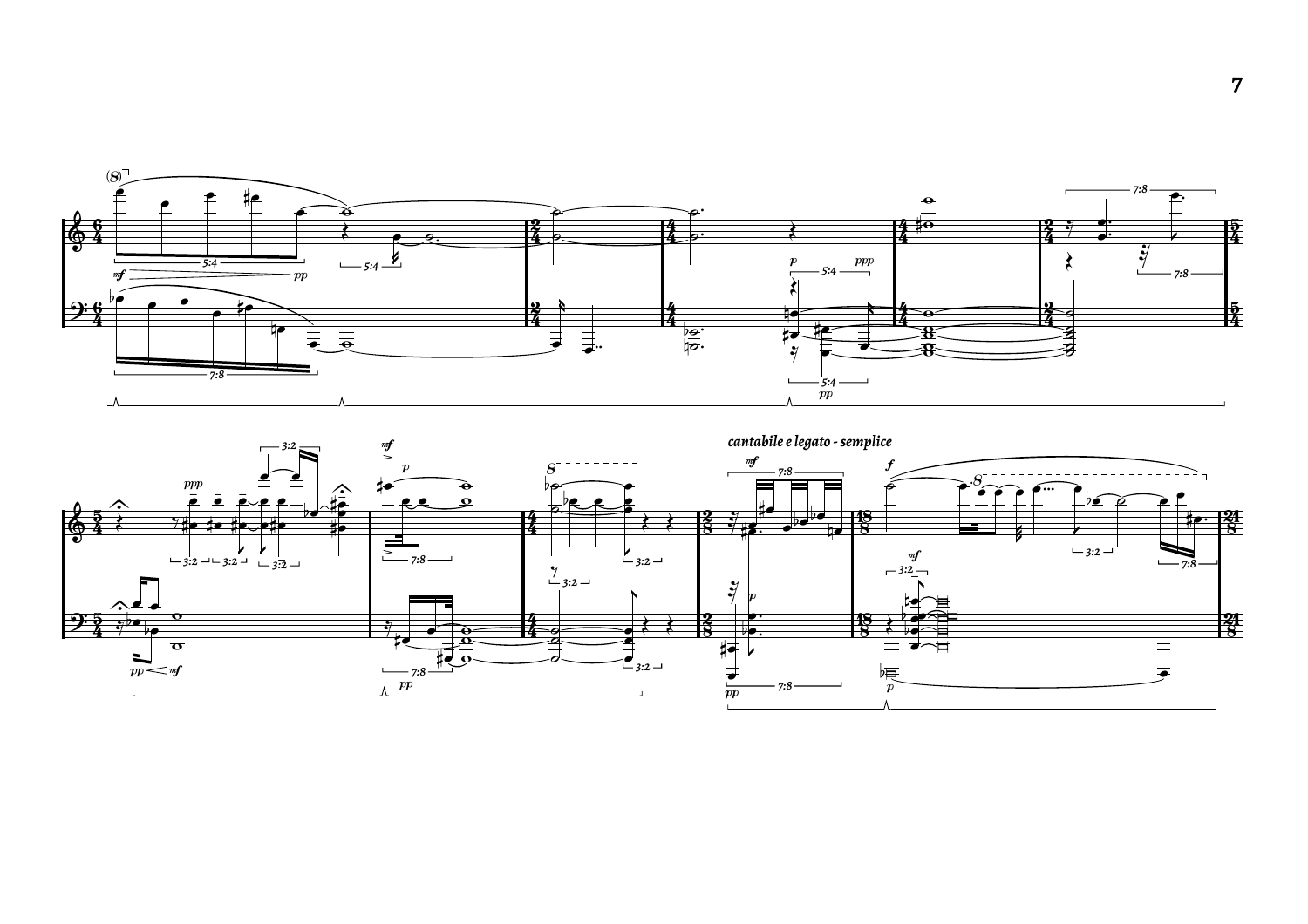*cantabile e legato - semplice*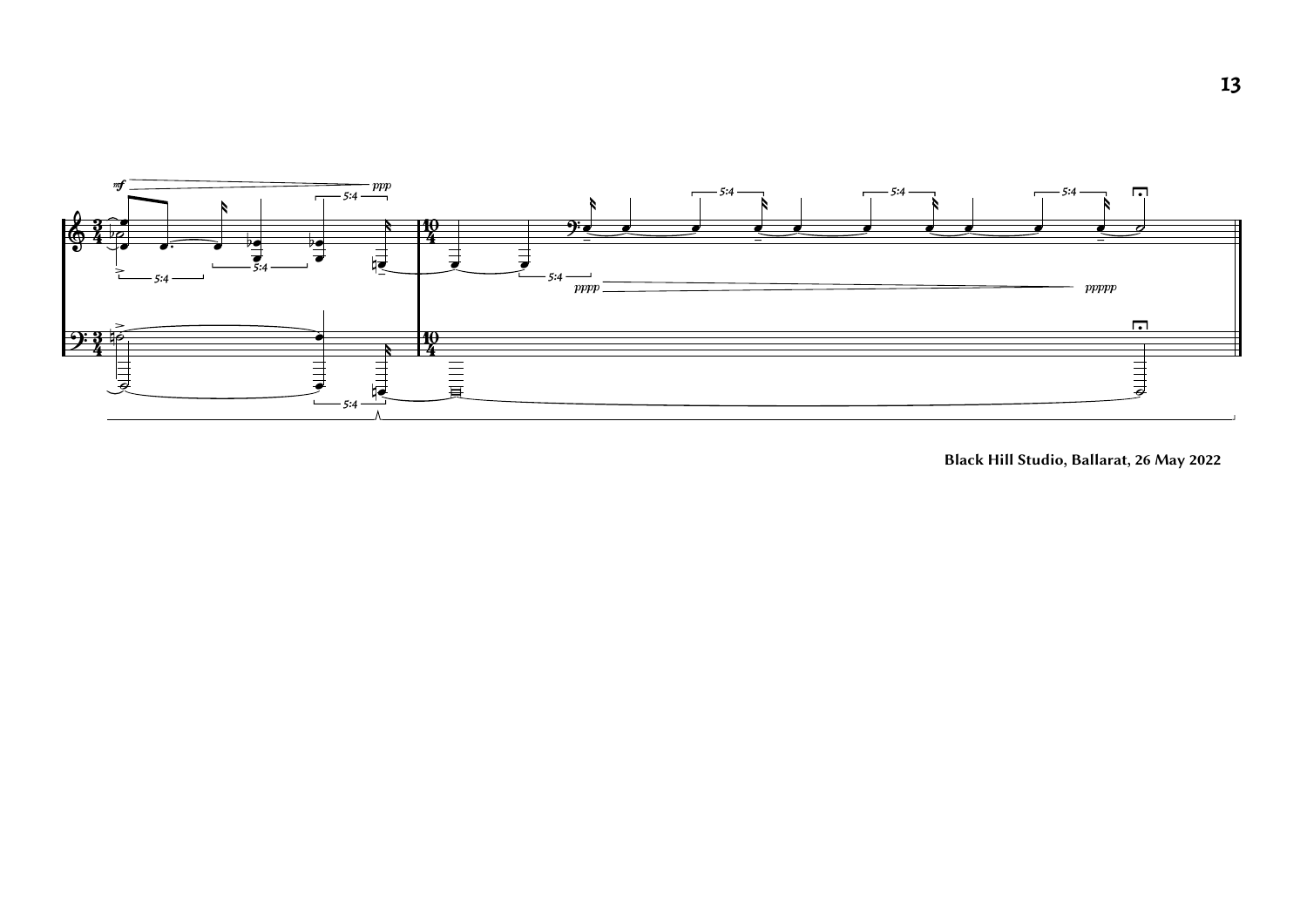Black Hill Studio, Ballarat, 26 May 2022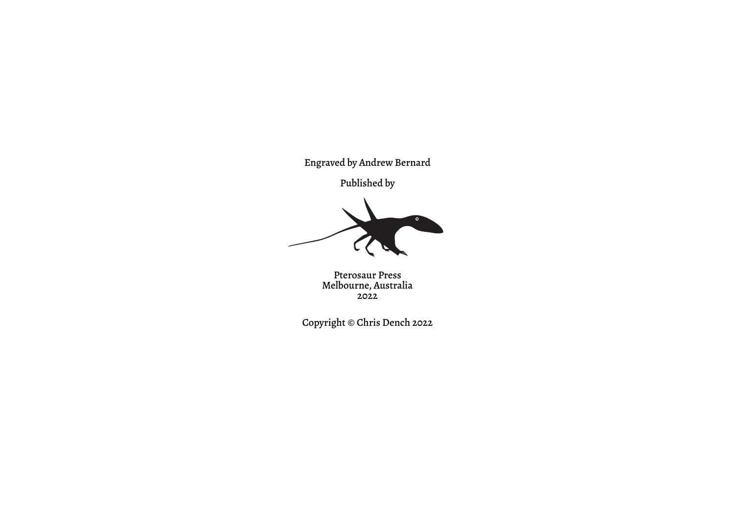Engraved by Andrew Bernard

Published by

Pterosaur Press
Melbourne, Australia
2022

Copyright © Chris Dench 2022